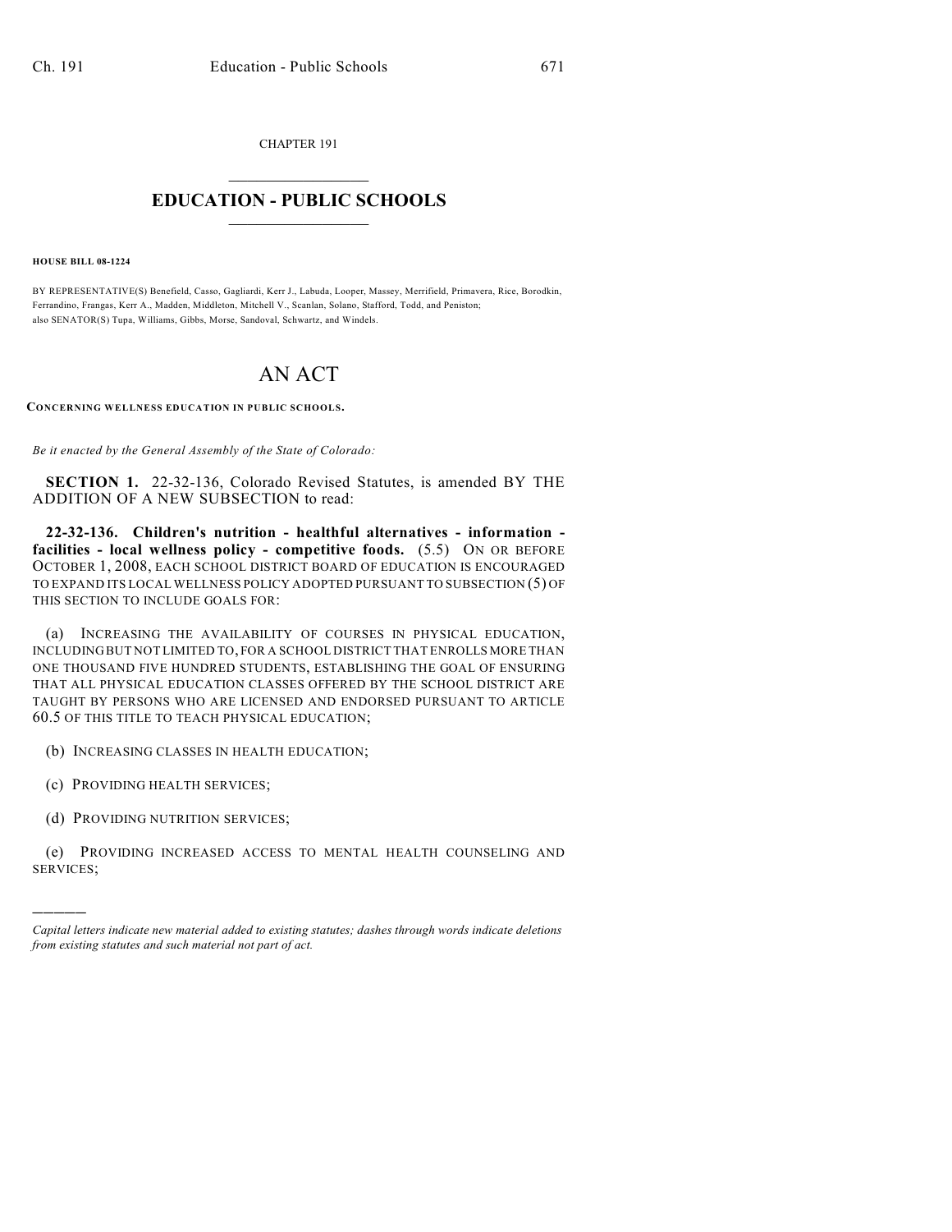CHAPTER 191

# EDUCATION - PUBLIC SCHOOLS

**HOUSE BILL 08-1224**

BY REPRESENTATIVE(S) Benefield, Casso, Gagliardi, Kerr J., Labuda, Looper, Massey, Merrifield, Primavera, Rice, Borodkin, Ferrandino, Frangas, Kerr A., Madden, Middleton, Mitchell V., Scanlan, Solano, Stafford, Todd, and Peniston;
also SENATOR(S) Tupa, Williams, Gibbs, Morse, Sandoval, Schwartz, and Windels.

# AN ACT

**CONCERNING WELLNESS EDUCATION IN PUBLIC SCHOOLS.**

*Be it enacted by the General Assembly of the State of Colorado:*

**SECTION 1.** 22-32-136, Colorado Revised Statutes, is amended BY THE ADDITION OF A NEW SUBSECTION to read:

**22-32-136. Children's nutrition - healthful alternatives - information - facilities - local wellness policy - competitive foods.** (5.5) ON OR BEFORE OCTOBER 1, 2008, EACH SCHOOL DISTRICT BOARD OF EDUCATION IS ENCOURAGED TO EXPAND ITS LOCAL WELLNESS POLICY ADOPTED PURSUANT TO SUBSECTION (5) OF THIS SECTION TO INCLUDE GOALS FOR:

(a) INCREASING THE AVAILABILITY OF COURSES IN PHYSICAL EDUCATION, INCLUDING BUT NOT LIMITED TO, FOR A SCHOOL DISTRICT THAT ENROLLS MORE THAN ONE THOUSAND FIVE HUNDRED STUDENTS, ESTABLISHING THE GOAL OF ENSURING THAT ALL PHYSICAL EDUCATION CLASSES OFFERED BY THE SCHOOL DISTRICT ARE TAUGHT BY PERSONS WHO ARE LICENSED AND ENDORSED PURSUANT TO ARTICLE 60.5 OF THIS TITLE TO TEACH PHYSICAL EDUCATION;

(b) INCREASING CLASSES IN HEALTH EDUCATION;

(c) PROVIDING HEALTH SERVICES;

(d) PROVIDING NUTRITION SERVICES;

(e) PROVIDING INCREASED ACCESS TO MENTAL HEALTH COUNSELING AND SERVICES;

---

*Capital letters indicate new material added to existing statutes; dashes through words indicate deletions from existing statutes and such material not part of act.*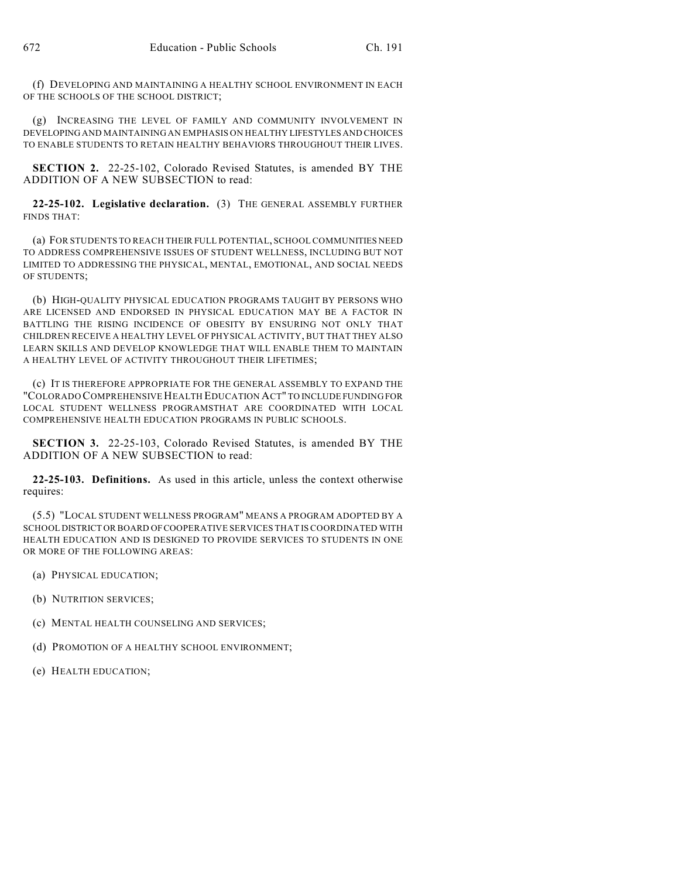(f) DEVELOPING AND MAINTAINING A HEALTHY SCHOOL ENVIRONMENT IN EACH OF THE SCHOOLS OF THE SCHOOL DISTRICT;

(g) INCREASING THE LEVEL OF FAMILY AND COMMUNITY INVOLVEMENT IN DEVELOPING AND MAINTAINING AN EMPHASIS ON HEALTHY LIFESTYLES AND CHOICES TO ENABLE STUDENTS TO RETAIN HEALTHY BEHAVIORS THROUGHOUT THEIR LIVES.

**SECTION 2.** 22-25-102, Colorado Revised Statutes, is amended BY THE ADDITION OF A NEW SUBSECTION to read:

**22-25-102. Legislative declaration.** (3) THE GENERAL ASSEMBLY FURTHER FINDS THAT:

(a) FOR STUDENTS TO REACH THEIR FULL POTENTIAL, SCHOOL COMMUNITIES NEED TO ADDRESS COMPREHENSIVE ISSUES OF STUDENT WELLNESS, INCLUDING BUT NOT LIMITED TO ADDRESSING THE PHYSICAL, MENTAL, EMOTIONAL, AND SOCIAL NEEDS OF STUDENTS;

(b) HIGH-QUALITY PHYSICAL EDUCATION PROGRAMS TAUGHT BY PERSONS WHO ARE LICENSED AND ENDORSED IN PHYSICAL EDUCATION MAY BE A FACTOR IN BATTLING THE RISING INCIDENCE OF OBESITY BY ENSURING NOT ONLY THAT CHILDREN RECEIVE A HEALTHY LEVEL OF PHYSICAL ACTIVITY, BUT THAT THEY ALSO LEARN SKILLS AND DEVELOP KNOWLEDGE THAT WILL ENABLE THEM TO MAINTAIN A HEALTHY LEVEL OF ACTIVITY THROUGHOUT THEIR LIFETIMES;

(c) IT IS THEREFORE APPROPRIATE FOR THE GENERAL ASSEMBLY TO EXPAND THE "COLORADO COMPREHENSIVE HEALTH EDUCATION ACT" TO INCLUDE FUNDING FOR LOCAL STUDENT WELLNESS PROGRAMSTHAT ARE COORDINATED WITH LOCAL COMPREHENSIVE HEALTH EDUCATION PROGRAMS IN PUBLIC SCHOOLS.

**SECTION 3.** 22-25-103, Colorado Revised Statutes, is amended BY THE ADDITION OF A NEW SUBSECTION to read:

**22-25-103. Definitions.** As used in this article, unless the context otherwise requires:

(5.5) "LOCAL STUDENT WELLNESS PROGRAM" MEANS A PROGRAM ADOPTED BY A SCHOOL DISTRICT OR BOARD OF COOPERATIVE SERVICES THAT IS COORDINATED WITH HEALTH EDUCATION AND IS DESIGNED TO PROVIDE SERVICES TO STUDENTS IN ONE OR MORE OF THE FOLLOWING AREAS:

(a) PHYSICAL EDUCATION;

(b) NUTRITION SERVICES;

(c) MENTAL HEALTH COUNSELING AND SERVICES;

(d) PROMOTION OF A HEALTHY SCHOOL ENVIRONMENT;

(e) HEALTH EDUCATION;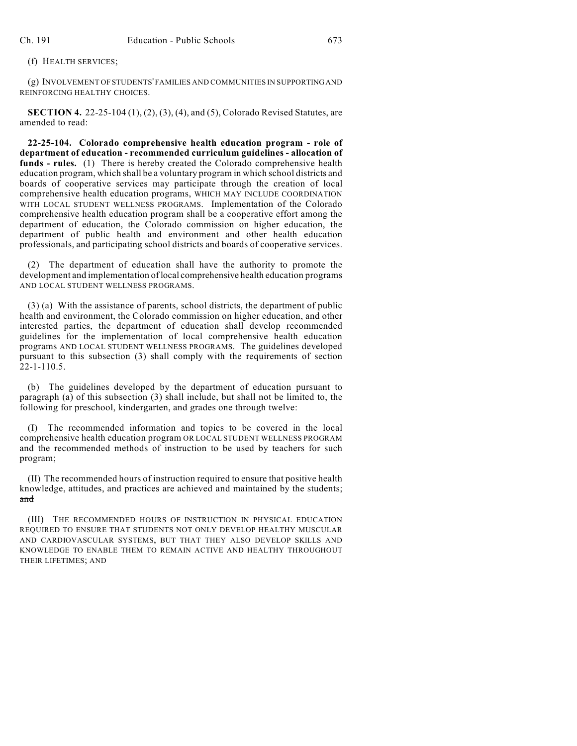(f) HEALTH SERVICES;

(g) INVOLVEMENT OF STUDENTS' FAMILIES AND COMMUNITIES IN SUPPORTING AND REINFORCING HEALTHY CHOICES.

**SECTION 4.** 22-25-104 (1), (2), (3), (4), and (5), Colorado Revised Statutes, are amended to read:

**22-25-104. Colorado comprehensive health education program - role of department of education - recommended curriculum guidelines - allocation of funds - rules.** (1) There is hereby created the Colorado comprehensive health education program, which shall be a voluntary program in which school districts and boards of cooperative services may participate through the creation of local comprehensive health education programs, WHICH MAY INCLUDE COORDINATION WITH LOCAL STUDENT WELLNESS PROGRAMS. Implementation of the Colorado comprehensive health education program shall be a cooperative effort among the department of education, the Colorado commission on higher education, the department of public health and environment and other health education professionals, and participating school districts and boards of cooperative services.

(2) The department of education shall have the authority to promote the development and implementation of local comprehensive health education programs AND LOCAL STUDENT WELLNESS PROGRAMS.

(3) (a) With the assistance of parents, school districts, the department of public health and environment, the Colorado commission on higher education, and other interested parties, the department of education shall develop recommended guidelines for the implementation of local comprehensive health education programs AND LOCAL STUDENT WELLNESS PROGRAMS. The guidelines developed pursuant to this subsection (3) shall comply with the requirements of section 22-1-110.5.

(b) The guidelines developed by the department of education pursuant to paragraph (a) of this subsection (3) shall include, but shall not be limited to, the following for preschool, kindergarten, and grades one through twelve:

(I) The recommended information and topics to be covered in the local comprehensive health education program OR LOCAL STUDENT WELLNESS PROGRAM and the recommended methods of instruction to be used by teachers for such program;

(II) The recommended hours of instruction required to ensure that positive health knowledge, attitudes, and practices are achieved and maintained by the students; ~~and~~

(III) THE RECOMMENDED HOURS OF INSTRUCTION IN PHYSICAL EDUCATION REQUIRED TO ENSURE THAT STUDENTS NOT ONLY DEVELOP HEALTHY MUSCULAR AND CARDIOVASCULAR SYSTEMS, BUT THAT THEY ALSO DEVELOP SKILLS AND KNOWLEDGE TO ENABLE THEM TO REMAIN ACTIVE AND HEALTHY THROUGHOUT THEIR LIFETIMES; AND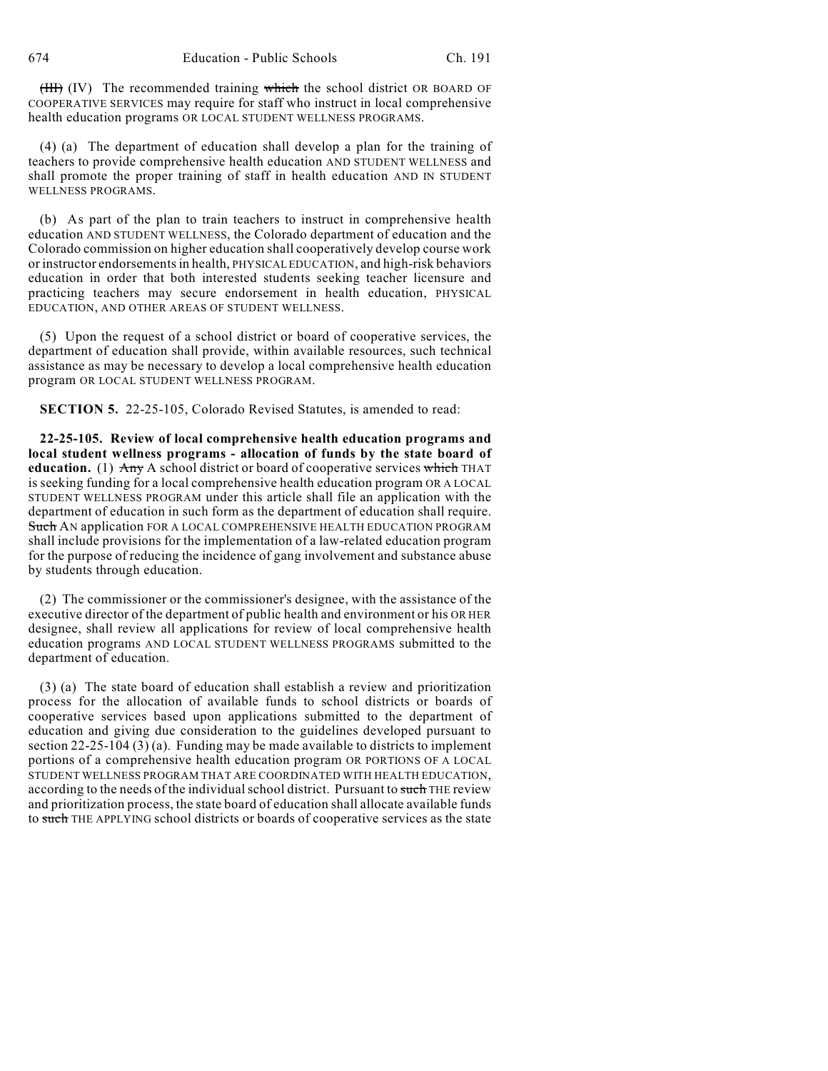~~(III)~~ (IV) The recommended training ~~which~~ the school district OR BOARD OF COOPERATIVE SERVICES may require for staff who instruct in local comprehensive health education programs OR LOCAL STUDENT WELLNESS PROGRAMS.

(4) (a) The department of education shall develop a plan for the training of teachers to provide comprehensive health education AND STUDENT WELLNESS and shall promote the proper training of staff in health education AND IN STUDENT WELLNESS PROGRAMS.

(b) As part of the plan to train teachers to instruct in comprehensive health education AND STUDENT WELLNESS, the Colorado department of education and the Colorado commission on higher education shall cooperatively develop course work or instructor endorsements in health, PHYSICAL EDUCATION, and high-risk behaviors education in order that both interested students seeking teacher licensure and practicing teachers may secure endorsement in health education, PHYSICAL EDUCATION, AND OTHER AREAS OF STUDENT WELLNESS.

(5) Upon the request of a school district or board of cooperative services, the department of education shall provide, within available resources, such technical assistance as may be necessary to develop a local comprehensive health education program OR LOCAL STUDENT WELLNESS PROGRAM.

**SECTION 5.** 22-25-105, Colorado Revised Statutes, is amended to read:

**22-25-105. Review of local comprehensive health education programs and local student wellness programs - allocation of funds by the state board of education.** (1) ~~Any~~ A school district or board of cooperative services ~~which~~ THAT is seeking funding for a local comprehensive health education program OR A LOCAL STUDENT WELLNESS PROGRAM under this article shall file an application with the department of education in such form as the department of education shall require. ~~Such~~ AN application FOR A LOCAL COMPREHENSIVE HEALTH EDUCATION PROGRAM shall include provisions for the implementation of a law-related education program for the purpose of reducing the incidence of gang involvement and substance abuse by students through education.

(2) The commissioner or the commissioner's designee, with the assistance of the executive director of the department of public health and environment or his OR HER designee, shall review all applications for review of local comprehensive health education programs AND LOCAL STUDENT WELLNESS PROGRAMS submitted to the department of education.

(3) (a) The state board of education shall establish a review and prioritization process for the allocation of available funds to school districts or boards of cooperative services based upon applications submitted to the department of education and giving due consideration to the guidelines developed pursuant to section 22-25-104 (3) (a). Funding may be made available to districts to implement portions of a comprehensive health education program OR PORTIONS OF A LOCAL STUDENT WELLNESS PROGRAM THAT ARE COORDINATED WITH HEALTH EDUCATION, according to the needs of the individual school district. Pursuant to ~~such~~ THE review and prioritization process, the state board of education shall allocate available funds to ~~such~~ THE APPLYING school districts or boards of cooperative services as the state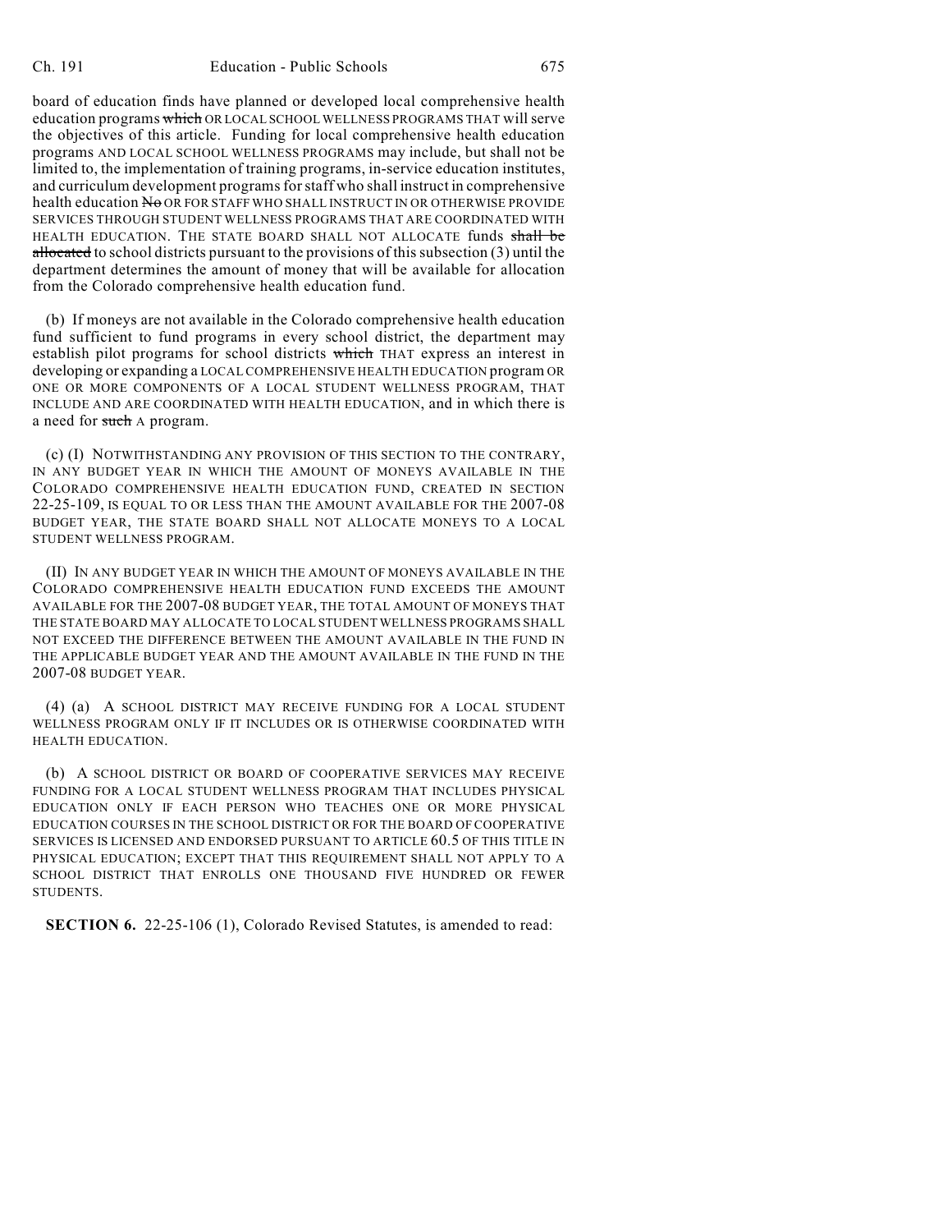board of education finds have planned or developed local comprehensive health education programs ~~which~~ OR LOCAL SCHOOL WELLNESS PROGRAMS THAT will serve the objectives of this article. Funding for local comprehensive health education programs AND LOCAL SCHOOL WELLNESS PROGRAMS may include, but shall not be limited to, the implementation of training programs, in-service education institutes, and curriculum development programs for staff who shall instruct in comprehensive health education ~~No~~ OR FOR STAFF WHO SHALL INSTRUCT IN OR OTHERWISE PROVIDE SERVICES THROUGH STUDENT WELLNESS PROGRAMS THAT ARE COORDINATED WITH HEALTH EDUCATION. THE STATE BOARD SHALL NOT ALLOCATE funds ~~shall be allocated~~ to school districts pursuant to the provisions of this subsection (3) until the department determines the amount of money that will be available for allocation from the Colorado comprehensive health education fund.

(b) If moneys are not available in the Colorado comprehensive health education fund sufficient to fund programs in every school district, the department may establish pilot programs for school districts ~~which~~ THAT express an interest in developing or expanding a LOCAL COMPREHENSIVE HEALTH EDUCATION program OR ONE OR MORE COMPONENTS OF A LOCAL STUDENT WELLNESS PROGRAM, THAT INCLUDE AND ARE COORDINATED WITH HEALTH EDUCATION, and in which there is a need for ~~such~~ A program.

(c) (I) NOTWITHSTANDING ANY PROVISION OF THIS SECTION TO THE CONTRARY, IN ANY BUDGET YEAR IN WHICH THE AMOUNT OF MONEYS AVAILABLE IN THE COLORADO COMPREHENSIVE HEALTH EDUCATION FUND, CREATED IN SECTION 22-25-109, IS EQUAL TO OR LESS THAN THE AMOUNT AVAILABLE FOR THE 2007-08 BUDGET YEAR, THE STATE BOARD SHALL NOT ALLOCATE MONEYS TO A LOCAL STUDENT WELLNESS PROGRAM.

(II) IN ANY BUDGET YEAR IN WHICH THE AMOUNT OF MONEYS AVAILABLE IN THE COLORADO COMPREHENSIVE HEALTH EDUCATION FUND EXCEEDS THE AMOUNT AVAILABLE FOR THE 2007-08 BUDGET YEAR, THE TOTAL AMOUNT OF MONEYS THAT THE STATE BOARD MAY ALLOCATE TO LOCAL STUDENT WELLNESS PROGRAMS SHALL NOT EXCEED THE DIFFERENCE BETWEEN THE AMOUNT AVAILABLE IN THE FUND IN THE APPLICABLE BUDGET YEAR AND THE AMOUNT AVAILABLE IN THE FUND IN THE 2007-08 BUDGET YEAR.

(4) (a) A SCHOOL DISTRICT MAY RECEIVE FUNDING FOR A LOCAL STUDENT WELLNESS PROGRAM ONLY IF IT INCLUDES OR IS OTHERWISE COORDINATED WITH HEALTH EDUCATION.

(b) A SCHOOL DISTRICT OR BOARD OF COOPERATIVE SERVICES MAY RECEIVE FUNDING FOR A LOCAL STUDENT WELLNESS PROGRAM THAT INCLUDES PHYSICAL EDUCATION ONLY IF EACH PERSON WHO TEACHES ONE OR MORE PHYSICAL EDUCATION COURSES IN THE SCHOOL DISTRICT OR FOR THE BOARD OF COOPERATIVE SERVICES IS LICENSED AND ENDORSED PURSUANT TO ARTICLE 60.5 OF THIS TITLE IN PHYSICAL EDUCATION; EXCEPT THAT THIS REQUIREMENT SHALL NOT APPLY TO A SCHOOL DISTRICT THAT ENROLLS ONE THOUSAND FIVE HUNDRED OR FEWER STUDENTS.

**SECTION 6.** 22-25-106 (1), Colorado Revised Statutes, is amended to read: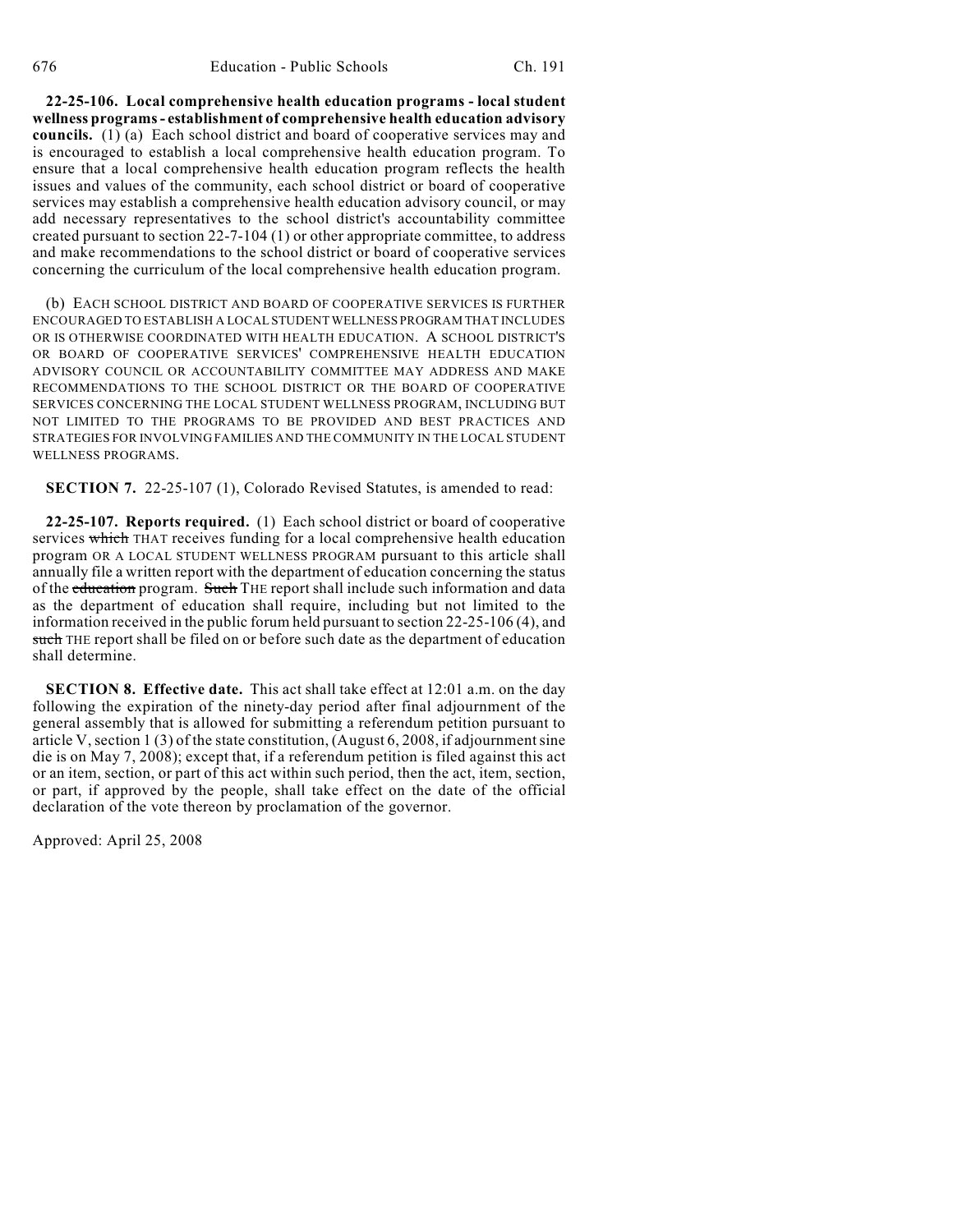**22-25-106. Local comprehensive health education programs - local student wellness programs - establishment of comprehensive health education advisory councils.** (1) (a) Each school district and board of cooperative services may and is encouraged to establish a local comprehensive health education program. To ensure that a local comprehensive health education program reflects the health issues and values of the community, each school district or board of cooperative services may establish a comprehensive health education advisory council, or may add necessary representatives to the school district's accountability committee created pursuant to section 22-7-104 (1) or other appropriate committee, to address and make recommendations to the school district or board of cooperative services concerning the curriculum of the local comprehensive health education program.

(b) EACH SCHOOL DISTRICT AND BOARD OF COOPERATIVE SERVICES IS FURTHER ENCOURAGED TO ESTABLISH A LOCAL STUDENT WELLNESS PROGRAM THAT INCLUDES OR IS OTHERWISE COORDINATED WITH HEALTH EDUCATION. A SCHOOL DISTRICT'S OR BOARD OF COOPERATIVE SERVICES' COMPREHENSIVE HEALTH EDUCATION ADVISORY COUNCIL OR ACCOUNTABILITY COMMITTEE MAY ADDRESS AND MAKE RECOMMENDATIONS TO THE SCHOOL DISTRICT OR THE BOARD OF COOPERATIVE SERVICES CONCERNING THE LOCAL STUDENT WELLNESS PROGRAM, INCLUDING BUT NOT LIMITED TO THE PROGRAMS TO BE PROVIDED AND BEST PRACTICES AND STRATEGIES FOR INVOLVING FAMILIES AND THE COMMUNITY IN THE LOCAL STUDENT WELLNESS PROGRAMS.

**SECTION 7.** 22-25-107 (1), Colorado Revised Statutes, is amended to read:

**22-25-107. Reports required.** (1) Each school district or board of cooperative services ~~which~~ THAT receives funding for a local comprehensive health education program OR A LOCAL STUDENT WELLNESS PROGRAM pursuant to this article shall annually file a written report with the department of education concerning the status of the ~~education~~ program. ~~Such~~ THE report shall include such information and data as the department of education shall require, including but not limited to the information received in the public forum held pursuant to section 22-25-106 (4), and ~~such~~ THE report shall be filed on or before such date as the department of education shall determine.

**SECTION 8. Effective date.** This act shall take effect at 12:01 a.m. on the day following the expiration of the ninety-day period after final adjournment of the general assembly that is allowed for submitting a referendum petition pursuant to article V, section 1 (3) of the state constitution, (August 6, 2008, if adjournment sine die is on May 7, 2008); except that, if a referendum petition is filed against this act or an item, section, or part of this act within such period, then the act, item, section, or part, if approved by the people, shall take effect on the date of the official declaration of the vote thereon by proclamation of the governor.

Approved: April 25, 2008